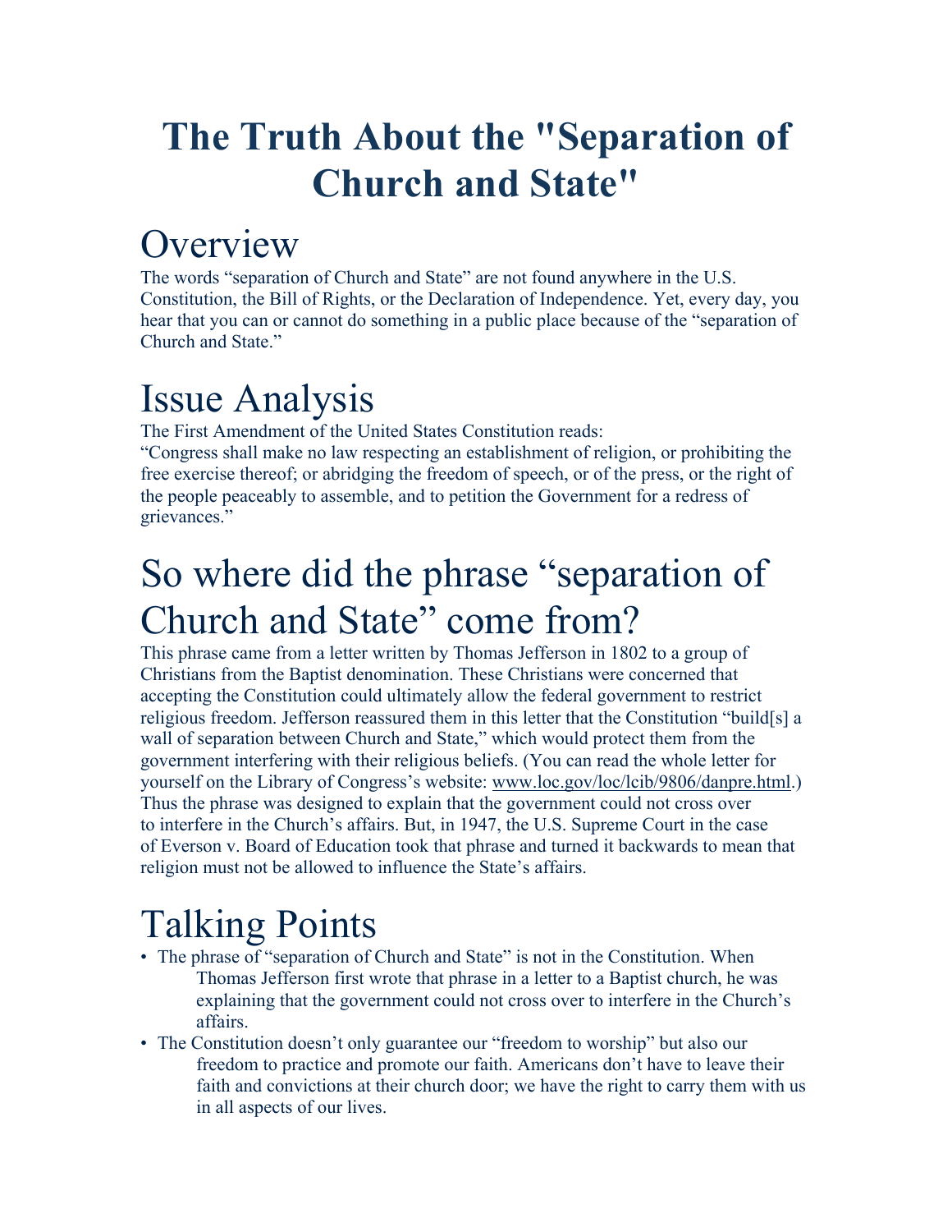# The Truth About the "Separation of Church and State"

## Overview

The words “separation of Church and State” are not found anywhere in the U.S. Constitution, the Bill of Rights, or the Declaration of Independence. Yet, every day, you hear that you can or cannot do something in a public place because of the “separation of Church and State.”

## Issue Analysis

The First Amendment of the United States Constitution reads:

“Congress shall make no law respecting an establishment of religion, or prohibiting the free exercise thereof; or abridging the freedom of speech, or of the press, or the right of the people peaceably to assemble, and to petition the Government for a redress of grievances.”

## So where did the phrase “separation of Church and State” come from?

This phrase came from a letter written by Thomas Jefferson in 1802 to a group of Christians from the Baptist denomination. These Christians were concerned that accepting the Constitution could ultimately allow the federal government to restrict religious freedom. Jefferson reassured them in this letter that the Constitution “build[s] a wall of separation between Church and State,” which would protect them from the government interfering with their religious beliefs. (You can read the whole letter for yourself on the Library of Congress’s website: www.loc.gov/loc/lcib/9806/danpre.html.) Thus the phrase was designed to explain that the government could not cross over to interfere in the Church’s affairs. But, in 1947, the U.S. Supreme Court in the case of Everson v. Board of Education took that phrase and turned it backwards to mean that religion must not be allowed to influence the State’s affairs.

## Talking Points

- The phrase of “separation of Church and State” is not in the Constitution. When Thomas Jefferson first wrote that phrase in a letter to a Baptist church, he was explaining that the government could not cross over to interfere in the Church’s affairs.
- The Constitution doesn’t only guarantee our “freedom to worship” but also our freedom to practice and promote our faith. Americans don’t have to leave their faith and convictions at their church door; we have the right to carry them with us in all aspects of our lives.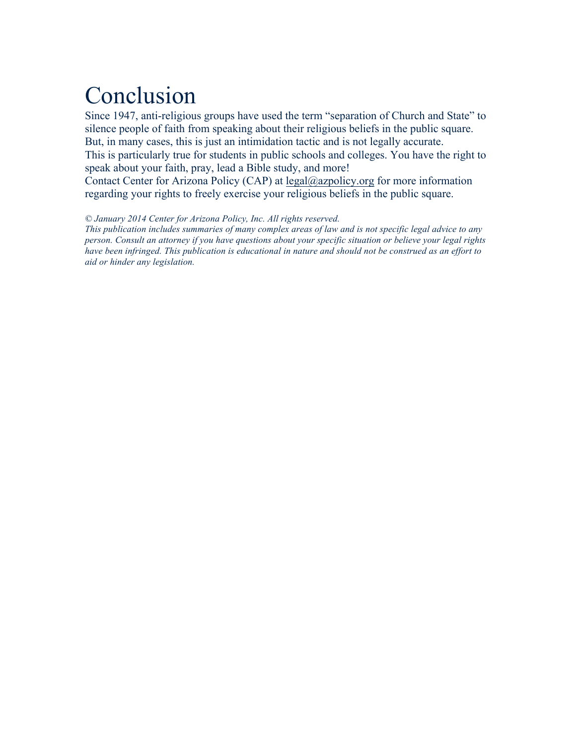# Conclusion

Since 1947, anti-religious groups have used the term "separation of Church and State" to silence people of faith from speaking about their religious beliefs in the public square. But, in many cases, this is just an intimidation tactic and is not legally accurate.

This is particularly true for students in public schools and colleges. You have the right to speak about your faith, pray, lead a Bible study, and more!

Contact Center for Arizona Policy (CAP) at legal@azpolicy.org for more information regarding your rights to freely exercise your religious beliefs in the public square.

*© January 2014 Center for Arizona Policy, Inc. All rights reserved.*
*This publication includes summaries of many complex areas of law and is not specific legal advice to any person. Consult an attorney if you have questions about your specific situation or believe your legal rights have been infringed. This publication is educational in nature and should not be construed as an effort to aid or hinder any legislation.*